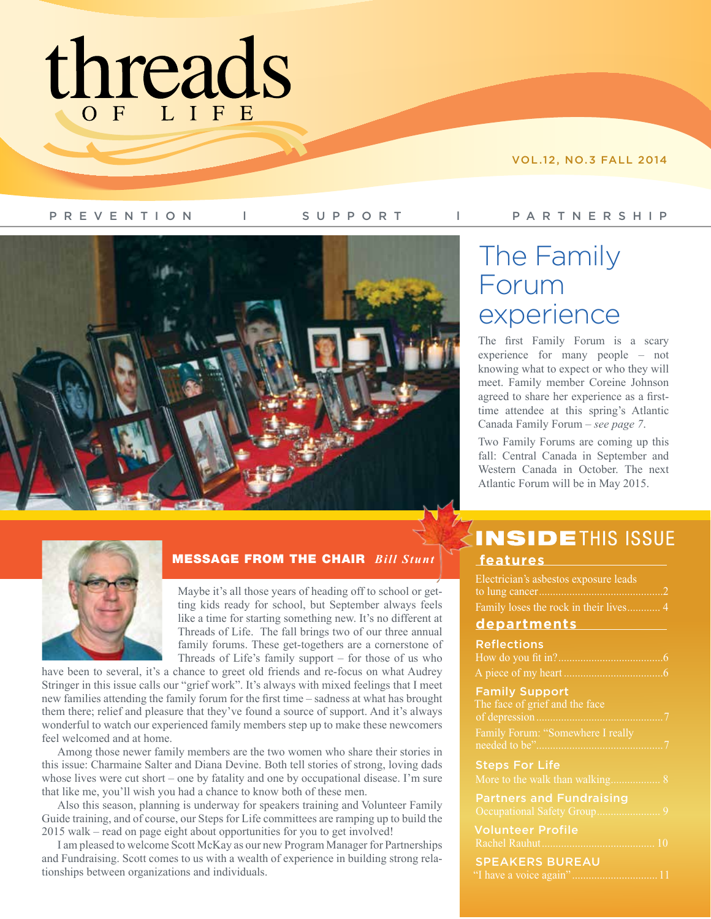# threads OF LIFE

VOL.12, NO.3 FALL 2014

PREVENTION | SUPPORT | PARTNERSHIP

## The Family Forum experience

The first Family Forum is a scary experience for many people – not knowing what to expect or who they will meet. Family member Coreine Johnson agreed to share her experience as a first-time attendee at this spring's Atlantic Canada Family Forum – *see page 7*.

Two Family Forums are coming up this fall: Central Canada in September and Western Canada in October. The next Atlantic Forum will be in May 2015.

## MESSAGE FROM THE CHAIR *Bill Stunt*

Maybe it's all those years of heading off to school or getting kids ready for school, but September always feels like a time for starting something new. It's no different at Threads of Life. The fall brings two of our three annual family forums. These get-togethers are a cornerstone of Threads of Life's family support – for those of us who have been to several, it's a chance to greet old friends and re-focus on what Audrey Stringer in this issue calls our "grief work". It's always with mixed feelings that I meet new families attending the family forum for the first time – sadness at what has brought them there; relief and pleasure that they've found a source of support. And it's always wonderful to watch our experienced family members step up to make these newcomers feel welcomed and at home.

Among those newer family members are the two women who share their stories in this issue: Charmaine Salter and Diana Devine. Both tell stories of strong, loving dads whose lives were cut short – one by fatality and one by occupational disease. I'm sure that like me, you'll wish you had a chance to know both of these men.

Also this season, planning is underway for speakers training and Volunteer Family Guide training, and of course, our Steps for Life committees are ramping up to build the 2015 walk – read on page eight about opportunities for you to get involved!

I am pleased to welcome Scott McKay as our new Program Manager for Partnerships and Fundraising. Scott comes to us with a wealth of experience in building strong relationships between organizations and individuals.

## INSIDE THIS ISSUE

### features

Electrician's asbestos exposure leads to lung cancer....2

Family loses the rock in their lives.... 4

### departments

**Reflections**

How do you fit in?....6

A piece of my heart....6

**Family Support**

The face of grief and the face of depression....7

Family Forum: "Somewhere I really needed to be"....7

**Steps For Life**

More to the walk than walking.... 8

**Partners and Fundraising**

Occupational Safety Group.... 9

**Volunteer Profile**

Rachel Rauhut.... 10

**SPEAKERS BUREAU**

"I have a voice again".... 11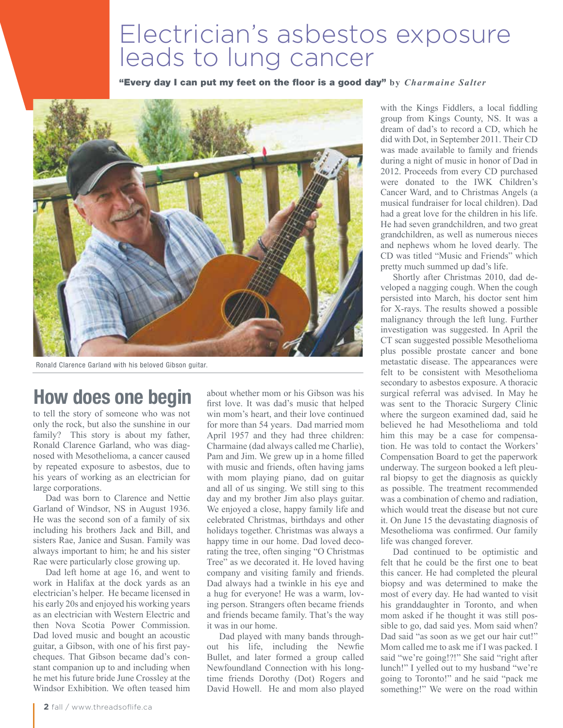# Electrician's asbestos exposure leads to lung cancer

**"Every day I can put my feet on the floor is a good day"** by *Charmaine Salter*

Ronald Clarence Garland with his beloved Gibson guitar.

## How does one begin

to tell the story of someone who was not only the rock, but also the sunshine in our family? This story is about my father, Ronald Clarence Garland, who was diagnosed with Mesothelioma, a cancer caused by repeated exposure to asbestos, due to his years of working as an electrician for large corporations.

Dad was born to Clarence and Nettie Garland of Windsor, NS in August 1936. He was the second son of a family of six including his brothers Jack and Bill, and sisters Rae, Janice and Susan. Family was always important to him; he and his sister Rae were particularly close growing up.

Dad left home at age 16, and went to work in Halifax at the dock yards as an electrician's helper. He became licensed in his early 20s and enjoyed his working years as an electrician with Western Electric and then Nova Scotia Power Commission. Dad loved music and bought an acoustic guitar, a Gibson, with one of his first paycheques. That Gibson became dad's constant companion up to and including when he met his future bride June Crossley at the Windsor Exhibition. We often teased him about whether mom or his Gibson was his first love. It was dad's music that helped win mom's heart, and their love continued for more than 54 years. Dad married mom April 1957 and they had three children: Charmaine (dad always called me Charlie), Pam and Jim. We grew up in a home filled with music and friends, often having jams with mom playing piano, dad on guitar and all of us singing. We still sing to this day and my brother Jim also plays guitar. We enjoyed a close, happy family life and celebrated Christmas, birthdays and other holidays together. Christmas was always a happy time in our home. Dad loved decorating the tree, often singing "O Christmas Tree" as we decorated it. He loved having company and visiting family and friends. Dad always had a twinkle in his eye and a hug for everyone! He was a warm, loving person. Strangers often became friends and friends became family. That's the way it was in our home.

Dad played with many bands throughout his life, including the Newfie Bullet, and later formed a group called Newfoundland Connection with his longtime friends Dorothy (Dot) Rogers and David Howell. He and mom also played with the Kings Fiddlers, a local fiddling group from Kings County, NS. It was a dream of dad's to record a CD, which he did with Dot, in September 2011. Their CD was made available to family and friends during a night of music in honor of Dad in 2012. Proceeds from every CD purchased were donated to the IWK Children's Cancer Ward, and to Christmas Angels (a musical fundraiser for local children). Dad had a great love for the children in his life. He had seven grandchildren, and two great grandchildren, as well as numerous nieces and nephews whom he loved dearly. The CD was titled "Music and Friends" which pretty much summed up dad's life.

Shortly after Christmas 2010, dad developed a nagging cough. When the cough persisted into March, his doctor sent him for X-rays. The results showed a possible malignancy through the left lung. Further investigation was suggested. In April the CT scan suggested possible Mesothelioma plus possible prostate cancer and bone metastatic disease. The appearances were felt to be consistent with Mesothelioma secondary to asbestos exposure. A thoracic surgical referral was advised. In May he was sent to the Thoracic Surgery Clinic where the surgeon examined dad, said he believed he had Mesothelioma and told him this may be a case for compensation. He was told to contact the Workers' Compensation Board to get the paperwork underway. The surgeon booked a left pleural biopsy to get the diagnosis as quickly as possible. The treatment recommended was a combination of chemo and radiation, which would treat the disease but not cure it. On June 15 the devastating diagnosis of Mesothelioma was confirmed. Our family life was changed forever.

Dad continued to be optimistic and felt that he could be the first one to beat this cancer. He had completed the pleural biopsy and was determined to make the most of every day. He had wanted to visit his granddaughter in Toronto, and when mom asked if he thought it was still possible to go, dad said yes. Mom said when? Dad said "as soon as we get our hair cut!" Mom called me to ask me if I was packed. I said "we're going!?!" She said "right after lunch!" I yelled out to my husband "we're going to Toronto!" and he said "pack me something!" We were on the road within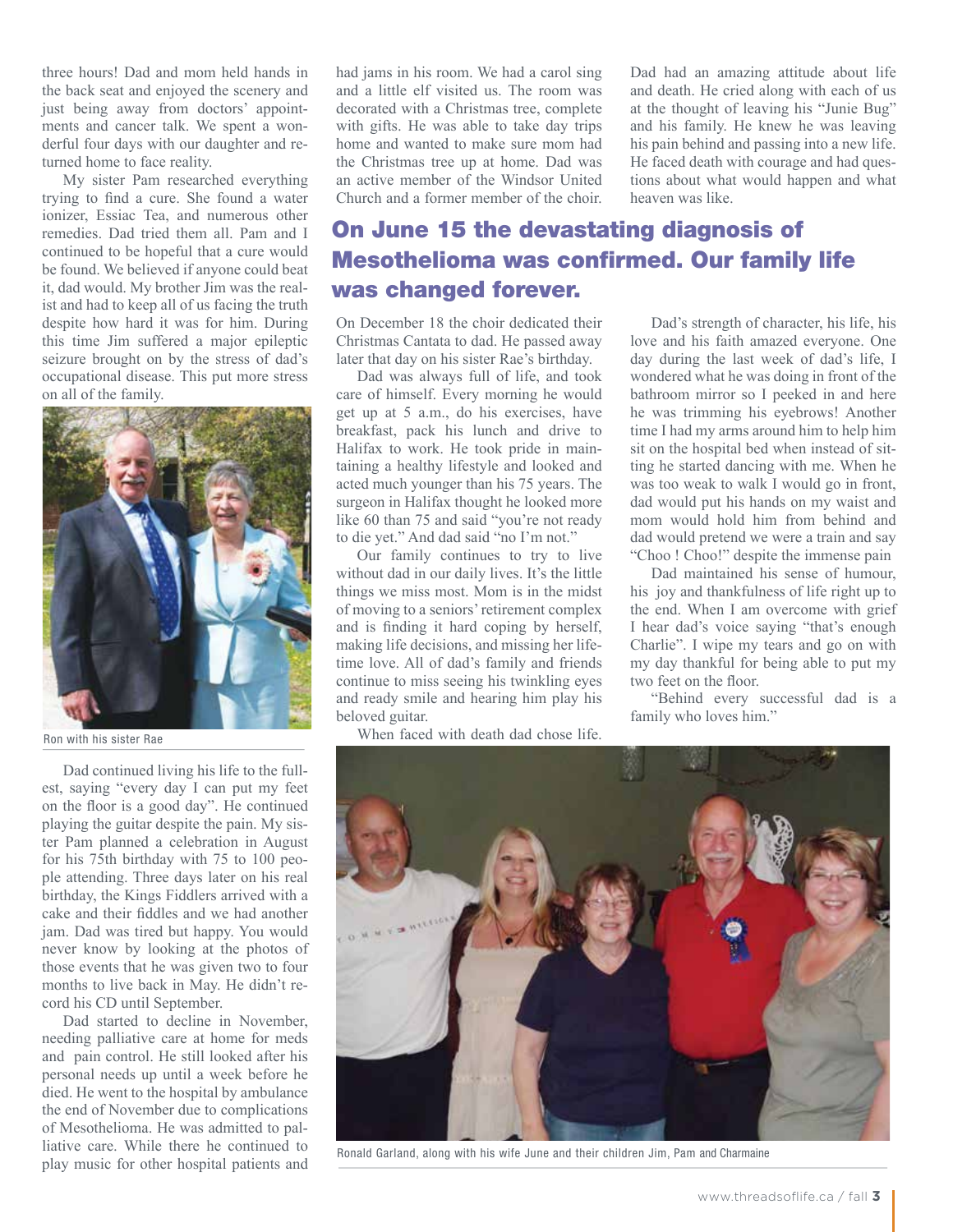three hours! Dad and mom held hands in the back seat and enjoyed the scenery and just being away from doctors' appointments and cancer talk. We spent a wonderful four days with our daughter and returned home to face reality.

My sister Pam researched everything trying to find a cure. She found a water ionizer, Essiac Tea, and numerous other remedies. Dad tried them all. Pam and I continued to be hopeful that a cure would be found. We believed if anyone could beat it, dad would. My brother Jim was the realist and had to keep all of us facing the truth despite how hard it was for him. During this time Jim suffered a major epileptic seizure brought on by the stress of dad's occupational disease. This put more stress on all of the family.

Ron with his sister Rae

Dad continued living his life to the fullest, saying "every day I can put my feet on the floor is a good day". He continued playing the guitar despite the pain. My sister Pam planned a celebration in August for his 75th birthday with 75 to 100 people attending. Three days later on his real birthday, the Kings Fiddlers arrived with a cake and their fiddles and we had another jam. Dad was tired but happy. You would never know by looking at the photos of those events that he was given two to four months to live back in May. He didn't record his CD until September.

Dad started to decline in November, needing palliative care at home for meds and pain control. He still looked after his personal needs up until a week before he died. He went to the hospital by ambulance the end of November due to complications of Mesothelioma. He was admitted to palliative care. While there he continued to play music for other hospital patients and had jams in his room. We had a carol sing and a little elf visited us. The room was decorated with a Christmas tree, complete with gifts. He was able to take day trips home and wanted to make sure mom had the Christmas tree up at home. Dad was an active member of the Windsor United Church and a former member of the choir.

Dad had an amazing attitude about life and death. He cried along with each of us at the thought of leaving his "Junie Bug" and his family. He knew he was leaving his pain behind and passing into a new life. He faced death with courage and had questions about what would happen and what heaven was like.

## On June 15 the devastating diagnosis of Mesothelioma was confirmed. Our family life was changed forever.

On December 18 the choir dedicated their Christmas Cantata to dad. He passed away later that day on his sister Rae's birthday.

Dad was always full of life, and took care of himself. Every morning he would get up at 5 a.m., do his exercises, have breakfast, pack his lunch and drive to Halifax to work. He took pride in maintaining a healthy lifestyle and looked and acted much younger than his 75 years. The surgeon in Halifax thought he looked more like 60 than 75 and said "you're not ready to die yet." And dad said "no I'm not."

Our family continues to try to live without dad in our daily lives. It's the little things we miss most. Mom is in the midst of moving to a seniors' retirement complex and is finding it hard coping by herself, making life decisions, and missing her lifetime love. All of dad's family and friends continue to miss seeing his twinkling eyes and ready smile and hearing him play his beloved guitar.

When faced with death dad chose life.

Dad's strength of character, his life, his love and his faith amazed everyone. One day during the last week of dad's life, I wondered what he was doing in front of the bathroom mirror so I peeked in and here he was trimming his eyebrows! Another time I had my arms around him to help him sit on the hospital bed when instead of sitting he started dancing with me. When he was too weak to walk I would go in front, dad would put his hands on my waist and mom would hold him from behind and dad would pretend we were a train and say "Choo ! Choo!" despite the immense pain

Dad maintained his sense of humour, his joy and thankfulness of life right up to the end. When I am overcome with grief I hear dad's voice saying "that's enough Charlie". I wipe my tears and go on with my day thankful for being able to put my two feet on the floor.

"Behind every successful dad is a family who loves him."

Ronald Garland, along with his wife June and their children Jim, Pam and Charmaine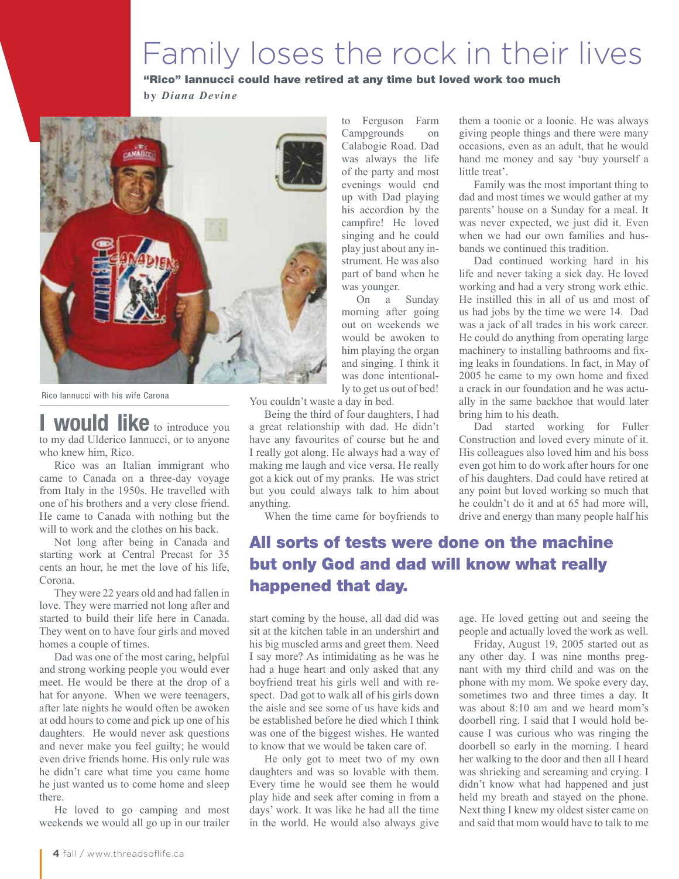# Family loses the rock in their lives

**"Rico" Iannucci could have retired at any time but loved work too much**

by *Diana Devine*

Rico Iannucci with his wife Carona

**I would like** to introduce you to my dad Ulderico Iannucci, or to anyone who knew him, Rico.

Rico was an Italian immigrant who came to Canada on a three-day voyage from Italy in the 1950s. He travelled with one of his brothers and a very close friend. He came to Canada with nothing but the will to work and the clothes on his back.

Not long after being in Canada and starting work at Central Precast for 35 cents an hour, he met the love of his life, Corona.

They were 22 years old and had fallen in love. They were married not long after and started to build their life here in Canada. They went on to have four girls and moved homes a couple of times.

Dad was one of the most caring, helpful and strong working people you would ever meet. He would be there at the drop of a hat for anyone. When we were teenagers, after late nights he would often be awoken at odd hours to come and pick up one of his daughters. He would never ask questions and never make you feel guilty; he would even drive friends home. His only rule was he didn't care what time you came home he just wanted us to come home and sleep there.

He loved to go camping and most weekends we would all go up in our trailer to Ferguson Farm Campgrounds on Calabogie Road. Dad was always the life of the party and most evenings would end up with Dad playing his accordion by the campfire! He loved singing and he could play just about any instrument. He was also part of band when he was younger.

On a Sunday morning after going out on weekends we would be awoken to him playing the organ and singing. I think it was done intentionally to get us out of bed! You couldn't waste a day in bed.

Being the third of four daughters, I had a great relationship with dad. He didn't have any favourites of course but he and I really got along. He always had a way of making me laugh and vice versa. He really got a kick out of my pranks. He was strict but you could always talk to him about anything.

When the time came for boyfriends to start coming by the house, all dad did was sit at the kitchen table in an undershirt and his big muscled arms and greet them. Need I say more? As intimidating as he was he had a huge heart and only asked that any boyfriend treat his girls well and with respect. Dad got to walk all of his girls down the aisle and see some of us have kids and be established before he died which I think was one of the biggest wishes. He wanted to know that we would be taken care of.

He only got to meet two of my own daughters and was so lovable with them. Every time he would see them he would play hide and seek after coming in from a days' work. It was like he had all the time in the world. He would also always give them a toonie or a loonie. He was always giving people things and there were many occasions, even as an adult, that he would hand me money and say 'buy yourself a little treat'.

Family was the most important thing to dad and most times we would gather at my parents' house on a Sunday for a meal. It was never expected, we just did it. Even when we had our own families and husbands we continued this tradition.

Dad continued working hard in his life and never taking a sick day. He loved working and had a very strong work ethic. He instilled this in all of us and most of us had jobs by the time we were 14. Dad was a jack of all trades in his work career. He could do anything from operating large machinery to installing bathrooms and fixing leaks in foundations. In fact, in May of 2005 he came to my own home and fixed a crack in our foundation and he was actually in the same backhoe that would later bring him to his death.

Dad started working for Fuller Construction and loved every minute of it. His colleagues also loved him and his boss even got him to do work after hours for one of his daughters. Dad could have retired at any point but loved working so much that he couldn't do it and at 65 had more will, drive and energy than many people half his age. He loved getting out and seeing the people and actually loved the work as well.

**All sorts of tests were done on the machine but only God and dad will know what really happened that day.**

Friday, August 19, 2005 started out as any other day. I was nine months pregnant with my third child and was on the phone with my mom. We spoke every day, sometimes two and three times a day. It was about 8:10 am and we heard mom's doorbell ring. I said that I would hold because I was curious who was ringing the doorbell so early in the morning. I heard her walking to the door and then all I heard was shrieking and screaming and crying. I didn't know what had happened and just held my breath and stayed on the phone. Next thing I knew my oldest sister came on and said that mom would have to talk to me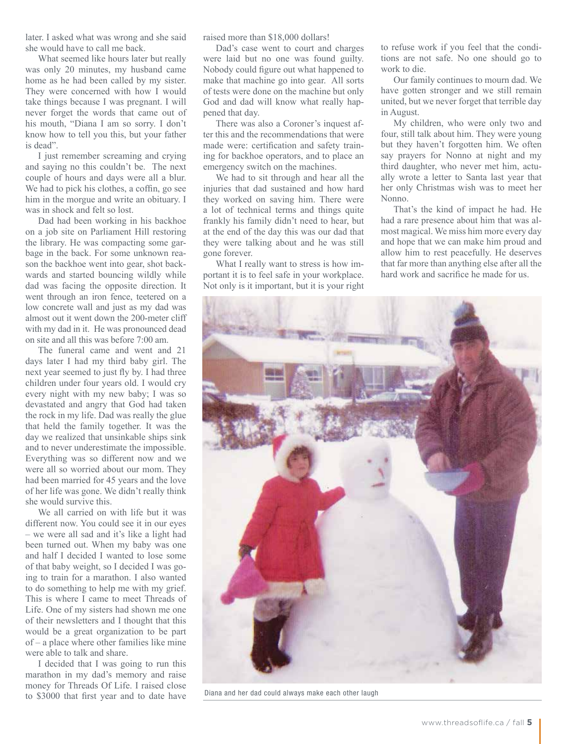later. I asked what was wrong and she said she would have to call me back.

What seemed like hours later but really was only 20 minutes, my husband came home as he had been called by my sister. They were concerned with how I would take things because I was pregnant. I will never forget the words that came out of his mouth, "Diana I am so sorry. I don't know how to tell you this, but your father is dead".

I just remember screaming and crying and saying no this couldn't be. The next couple of hours and days were all a blur. We had to pick his clothes, a coffin, go see him in the morgue and write an obituary. I was in shock and felt so lost.

Dad had been working in his backhoe on a job site on Parliament Hill restoring the library. He was compacting some garbage in the back. For some unknown reason the backhoe went into gear, shot backwards and started bouncing wildly while dad was facing the opposite direction. It went through an iron fence, teetered on a low concrete wall and just as my dad was almost out it went down the 200-meter cliff with my dad in it. He was pronounced dead on site and all this was before 7:00 am.

The funeral came and went and 21 days later I had my third baby girl. The next year seemed to just fly by. I had three children under four years old. I would cry every night with my new baby; I was so devastated and angry that God had taken the rock in my life. Dad was really the glue that held the family together. It was the day we realized that unsinkable ships sink and to never underestimate the impossible. Everything was so different now and we were all so worried about our mom. They had been married for 45 years and the love of her life was gone. We didn't really think she would survive this.

We all carried on with life but it was different now. You could see it in our eyes – we were all sad and it's like a light had been turned out. When my baby was one and half I decided I wanted to lose some of that baby weight, so I decided I was going to train for a marathon. I also wanted to do something to help me with my grief. This is where I came to meet Threads of Life. One of my sisters had shown me one of their newsletters and I thought that this would be a great organization to be part of – a place where other families like mine were able to talk and share.

I decided that I was going to run this marathon in my dad's memory and raise money for Threads Of Life. I raised close to $3000 that first year and to date have raised more than $18,000 dollars!

Dad's case went to court and charges were laid but no one was found guilty. Nobody could figure out what happened to make that machine go into gear. All sorts of tests were done on the machine but only God and dad will know what really happened that day.

There was also a Coroner's inquest after this and the recommendations that were made were: certification and safety training for backhoe operators, and to place an emergency switch on the machines.

We had to sit through and hear all the injuries that dad sustained and how hard they worked on saving him. There were a lot of technical terms and things quite frankly his family didn't need to hear, but at the end of the day this was our dad that they were talking about and he was still gone forever.

What I really want to stress is how important it is to feel safe in your workplace. Not only is it important, but it is your right to refuse work if you feel that the conditions are not safe. No one should go to work to die.

Our family continues to mourn dad. We have gotten stronger and we still remain united, but we never forget that terrible day in August.

My children, who were only two and four, still talk about him. They were young but they haven't forgotten him. We often say prayers for Nonno at night and my third daughter, who never met him, actually wrote a letter to Santa last year that her only Christmas wish was to meet her Nonno.

That's the kind of impact he had. He had a rare presence about him that was almost magical. We miss him more every day and hope that we can make him proud and allow him to rest peacefully. He deserves that far more than anything else after all the hard work and sacrifice he made for us.

Diana and her dad could always make each other laugh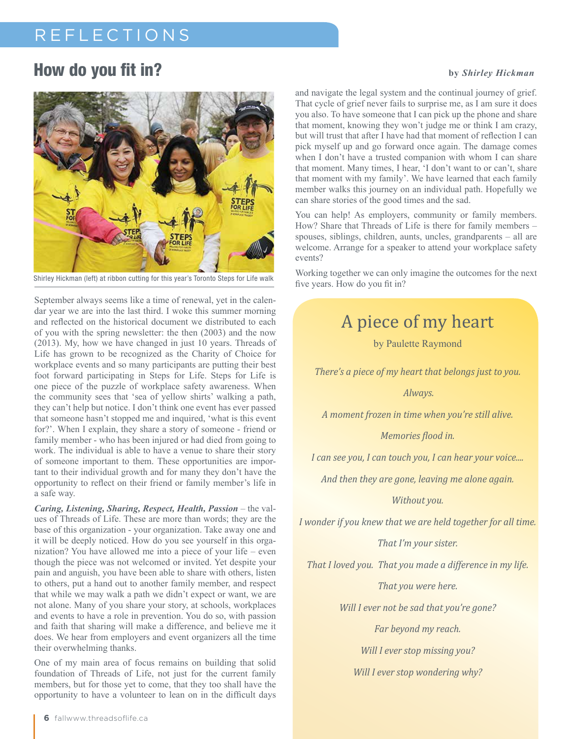# REFLECTIONS

## How do you fit in?

**by *Shirley Hickman***

Shirley Hickman (left) at ribbon cutting for this year's Toronto Steps for Life walk

September always seems like a time of renewal, yet in the calendar year we are into the last third. I woke this summer morning and reflected on the historical document we distributed to each of you with the spring newsletter: the then (2003) and the now (2013). My, how we have changed in just 10 years. Threads of Life has grown to be recognized as the Charity of Choice for workplace events and so many participants are putting their best foot forward participating in Steps for Life. Steps for Life is one piece of the puzzle of workplace safety awareness. When the community sees that 'sea of yellow shirts' walking a path, they can't help but notice. I don't think one event has ever passed that someone hasn't stopped me and inquired, 'what is this event for?'. When I explain, they share a story of someone - friend or family member - who has been injured or had died from going to work. The individual is able to have a venue to share their story of someone important to them. These opportunities are important to their individual growth and for many they don't have the opportunity to reflect on their friend or family member's life in a safe way.

***Caring, Listening, Sharing, Respect, Health, Passion*** – the values of Threads of Life. These are more than words; they are the base of this organization - your organization. Take away one and it will be deeply noticed. How do you see yourself in this organization? You have allowed me into a piece of your life – even though the piece was not welcomed or invited. Yet despite your pain and anguish, you have been able to share with others, listen to others, put a hand out to another family member, and respect that while we may walk a path we didn't expect or want, we are not alone. Many of you share your story, at schools, workplaces and events to have a role in prevention. You do so, with passion and faith that sharing will make a difference, and believe me it does. We hear from employers and event organizers all the time their overwhelming thanks.

One of my main area of focus remains on building that solid foundation of Threads of Life, not just for the current family members, but for those yet to come, that they too shall have the opportunity to have a volunteer to lean on in the difficult days and navigate the legal system and the continual journey of grief. That cycle of grief never fails to surprise me, as I am sure it does you also. To have someone that I can pick up the phone and share that moment, knowing they won't judge me or think I am crazy, but will trust that after I have had that moment of reflection I can pick myself up and go forward once again. The damage comes when I don't have a trusted companion with whom I can share that moment. Many times, I hear, 'I don't want to or can't, share that moment with my family'. We have learned that each family member walks this journey on an individual path. Hopefully we can share stories of the good times and the sad.

You can help! As employers, community or family members. How? Share that Threads of Life is there for family members – spouses, siblings, children, aunts, uncles, grandparents – all are welcome. Arrange for a speaker to attend your workplace safety events?

Working together we can only imagine the outcomes for the next five years. How do you fit in?

## A piece of my heart

by Paulette Raymond

*There's a piece of my heart that belongs just to you.*

*Always.*

*A moment frozen in time when you're still alive.*

*Memories flood in.*

*I can see you, I can touch you, I can hear your voice....*

*And then they are gone, leaving me alone again.*

*Without you.*

*I wonder if you knew that we are held together for all time.*

*That I'm your sister.*

*That I loved you. That you made a difference in my life.*

*That you were here.*

*Will I ever not be sad that you're gone?*

*Far beyond my reach.*

*Will I ever stop missing you?*

*Will I ever stop wondering why?*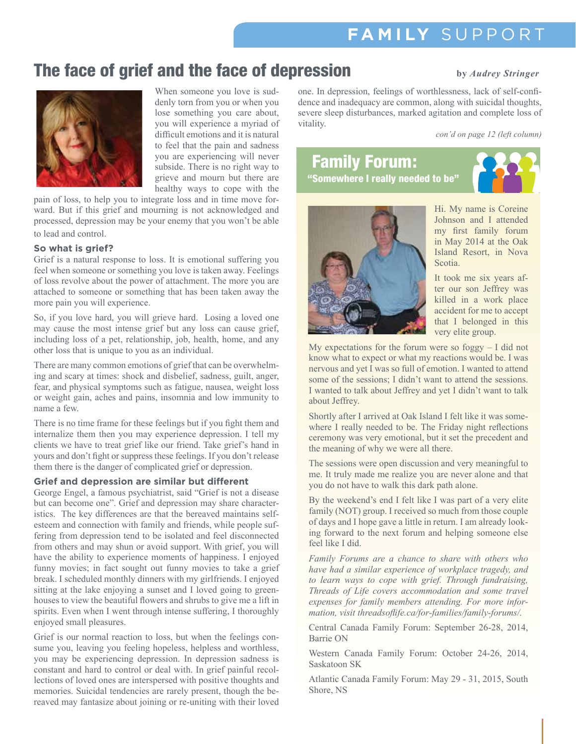# The face of grief and the face of depression

**by *Audrey Stringer***

When someone you love is suddenly torn from you or when you lose something you care about, you will experience a myriad of difficult emotions and it is natural to feel that the pain and sadness you are experiencing will never subside. There is no right way to grieve and mourn but there are healthy ways to cope with the pain of loss, to help you to integrate loss and in time move forward. But if this grief and mourning is not acknowledged and processed, depression may be your enemy that you won't be able to lead and control.

### So what is grief?

Grief is a natural response to loss. It is emotional suffering you feel when someone or something you love is taken away. Feelings of loss revolve about the power of attachment. The more you are attached to someone or something that has been taken away the more pain you will experience.

So, if you love hard, you will grieve hard. Losing a loved one may cause the most intense grief but any loss can cause grief, including loss of a pet, relationship, job, health, home, and any other loss that is unique to you as an individual.

There are many common emotions of grief that can be overwhelming and scary at times: shock and disbelief, sadness, guilt, anger, fear, and physical symptoms such as fatigue, nausea, weight loss or weight gain, aches and pains, insomnia and low immunity to name a few.

There is no time frame for these feelings but if you fight them and internalize them then you may experience depression. I tell my clients we have to treat grief like our friend. Take grief's hand in yours and don't fight or suppress these feelings. If you don't release them there is the danger of complicated grief or depression.

### Grief and depression are similar but different

George Engel, a famous psychiatrist, said "Grief is not a disease but can become one". Grief and depression may share characteristics. The key differences are that the bereaved maintains self-esteem and connection with family and friends, while people suffering from depression tend to be isolated and feel disconnected from others and may shun or avoid support. With grief, you will have the ability to experience moments of happiness. I enjoyed funny movies; in fact sought out funny movies to take a grief break. I scheduled monthly dinners with my girlfriends. I enjoyed sitting at the lake enjoying a sunset and I loved going to greenhouses to view the beautiful flowers and shrubs to give me a lift in spirits. Even when I went through intense suffering, I thoroughly enjoyed small pleasures.

Grief is our normal reaction to loss, but when the feelings consume you, leaving you feeling hopeless, helpless and worthless, you may be experiencing depression. In depression sadness is constant and hard to control or deal with. In grief painful recollections of loved ones are interspersed with positive thoughts and memories. Suicidal tendencies are rarely present, though the bereaved may fantasize about joining or re-uniting with their loved one. In depression, feelings of worthlessness, lack of self-confidence and inadequacy are common, along with suicidal thoughts, severe sleep disturbances, marked agitation and complete loss of vitality.

*con'd on page 12 (left column)*

## Family Forum:

### "Somewhere I really needed to be"

Hi. My name is Coreine Johnson and I attended my first family forum in May 2014 at the Oak Island Resort, in Nova Scotia.

It took me six years after our son Jeffrey was killed in a work place accident for me to accept that I belonged in this very elite group.

My expectations for the forum were so foggy – I did not know what to expect or what my reactions would be. I was nervous and yet I was so full of emotion. I wanted to attend some of the sessions; I didn't want to attend the sessions. I wanted to talk about Jeffrey and yet I didn't want to talk about Jeffrey.

Shortly after I arrived at Oak Island I felt like it was somewhere I really needed to be. The Friday night reflections ceremony was very emotional, but it set the precedent and the meaning of why we were all there.

The sessions were open discussion and very meaningful to me. It truly made me realize you are never alone and that you do not have to walk this dark path alone.

By the weekend's end I felt like I was part of a very elite family (NOT) group. I received so much from those couple of days and I hope gave a little in return. I am already looking forward to the next forum and helping someone else feel like I did.

*Family Forums are a chance to share with others who have had a similar experience of workplace tragedy, and to learn ways to cope with grief. Through fundraising, Threads of Life covers accommodation and some travel expenses for family members attending. For more information, visit threadsoflife.ca/for-families/family-forums/.*

Central Canada Family Forum: September 26-28, 2014, Barrie ON

Western Canada Family Forum: October 24-26, 2014, Saskatoon SK

Atlantic Canada Family Forum: May 29 - 31, 2015, South Shore, NS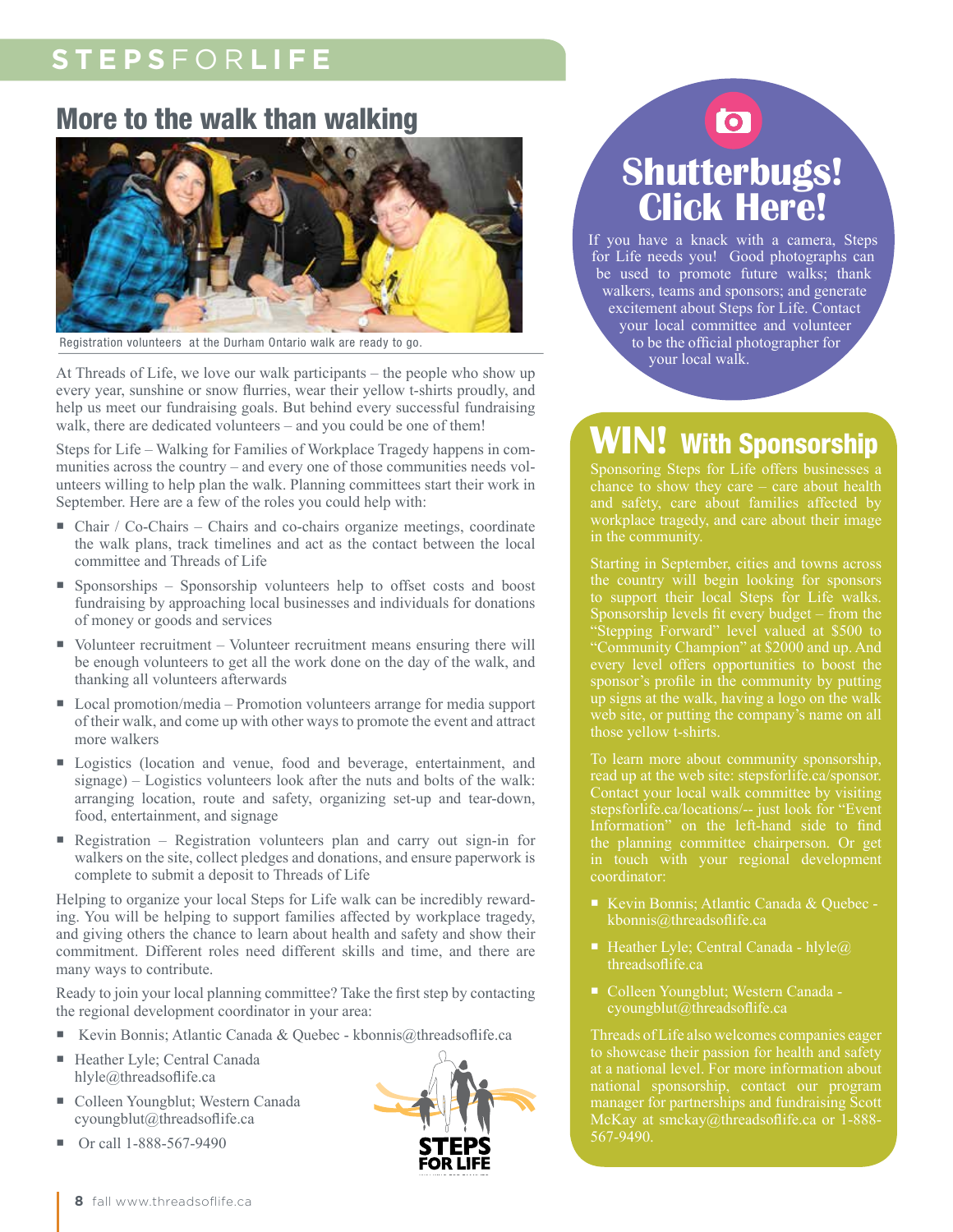## More to the walk than walking

Registration volunteers at the Durham Ontario walk are ready to go.

At Threads of Life, we love our walk participants – the people who show up every year, sunshine or snow flurries, wear their yellow t-shirts proudly, and help us meet our fundraising goals. But behind every successful fundraising walk, there are dedicated volunteers – and you could be one of them!

Steps for Life – Walking for Families of Workplace Tragedy happens in communities across the country – and every one of those communities needs volunteers willing to help plan the walk. Planning committees start their work in September. Here are a few of the roles you could help with:

- Chair / Co-Chairs – Chairs and co-chairs organize meetings, coordinate the walk plans, track timelines and act as the contact between the local committee and Threads of Life
- Sponsorships – Sponsorship volunteers help to offset costs and boost fundraising by approaching local businesses and individuals for donations of money or goods and services
- Volunteer recruitment – Volunteer recruitment means ensuring there will be enough volunteers to get all the work done on the day of the walk, and thanking all volunteers afterwards
- Local promotion/media – Promotion volunteers arrange for media support of their walk, and come up with other ways to promote the event and attract more walkers
- Logistics (location and venue, food and beverage, entertainment, and signage) – Logistics volunteers look after the nuts and bolts of the walk: arranging location, route and safety, organizing set-up and tear-down, food, entertainment, and signage
- Registration – Registration volunteers plan and carry out sign-in for walkers on the site, collect pledges and donations, and ensure paperwork is complete to submit a deposit to Threads of Life

Helping to organize your local Steps for Life walk can be incredibly rewarding. You will be helping to support families affected by workplace tragedy, and giving others the chance to learn about health and safety and show their commitment. Different roles need different skills and time, and there are many ways to contribute.

Ready to join your local planning committee? Take the first step by contacting the regional development coordinator in your area:

- Kevin Bonnis; Atlantic Canada & Quebec - kbonnis@threadsoflife.ca
- Heather Lyle; Central Canada hlyle@threadsoflife.ca
- Colleen Youngblut; Western Canada cyoungblut@threadsoflife.ca
- Or call 1-888-567-9490

## Shutterbugs! Click Here!

If you have a knack with a camera, Steps for Life needs you! Good photographs can be used to promote future walks; thank walkers, teams and sponsors; and generate excitement about Steps for Life. Contact your local committee and volunteer to be the official photographer for your local walk.

## WIN! With Sponsorship

Sponsoring Steps for Life offers businesses a chance to show they care – care about health and safety, care about families affected by workplace tragedy, and care about their image in the community.

Starting in September, cities and towns across the country will begin looking for sponsors to support their local Steps for Life walks. Sponsorship levels fit every budget – from the "Stepping Forward" level valued at $500 to "Community Champion" at $2000 and up. And every level offers opportunities to boost the sponsor's profile in the community by putting up signs at the walk, having a logo on the walk web site, or putting the company's name on all those yellow t-shirts.

To learn more about community sponsorship, read up at the web site: stepsforlife.ca/sponsor. Contact your local walk committee by visiting stepsforlife.ca/locations/-- just look for "Event Information" on the left-hand side to find the planning committee chairperson. Or get in touch with your regional development coordinator:

- Kevin Bonnis; Atlantic Canada & Quebec - kbonnis@threadsoflife.ca
- Heather Lyle; Central Canada - hlyle@threadsoflife.ca
- Colleen Youngblut; Western Canada - cyoungblut@threadsoflife.ca

Threads of Life also welcomes companies eager to showcase their passion for health and safety at a national level. For more information about national sponsorship, contact our program manager for partnerships and fundraising Scott McKay at smckay@threadsoflife.ca or 1-888-567-9490.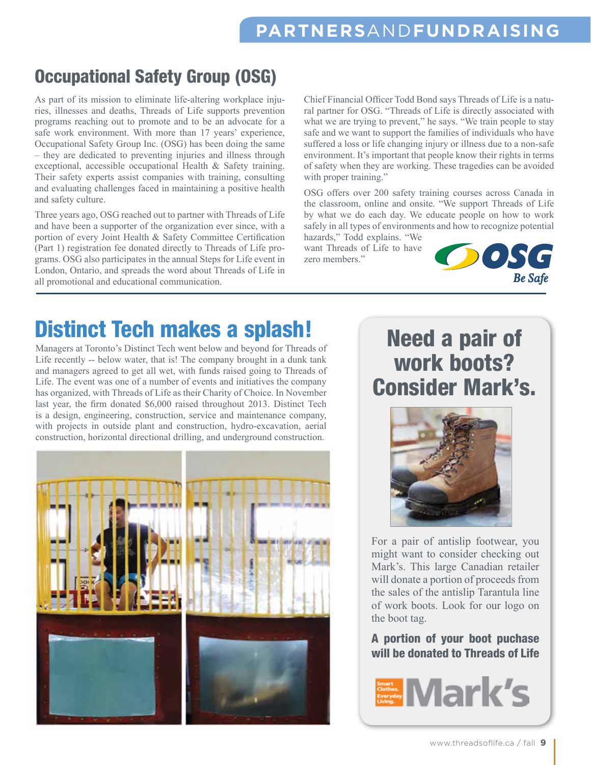# PARTNERSANDFUNDRAISING

## Occupational Safety Group (OSG)

As part of its mission to eliminate life-altering workplace injuries, illnesses and deaths, Threads of Life supports prevention programs reaching out to promote and to be an advocate for a safe work environment. With more than 17 years' experience, Occupational Safety Group Inc. (OSG) has been doing the same – they are dedicated to preventing injuries and illness through exceptional, accessible occupational Health & Safety training. Their safety experts assist companies with training, consulting and evaluating challenges faced in maintaining a positive health and safety culture.

Three years ago, OSG reached out to partner with Threads of Life and have been a supporter of the organization ever since, with a portion of every Joint Health & Safety Committee Certification (Part 1) registration fee donated directly to Threads of Life programs. OSG also participates in the annual Steps for Life event in London, Ontario, and spreads the word about Threads of Life in all promotional and educational communication.

Chief Financial Officer Todd Bond says Threads of Life is a natural partner for OSG. "Threads of Life is directly associated with what we are trying to prevent," he says. "We train people to stay safe and we want to support the families of individuals who have suffered a loss or life changing injury or illness due to a non-safe environment. It's important that people know their rights in terms of safety when they are working. These tragedies can be avoided with proper training."

OSG offers over 200 safety training courses across Canada in the classroom, online and onsite. "We support Threads of Life by what we do each day. We educate people on how to work safely in all types of environments and how to recognize potential hazards," Todd explains. "We want Threads of Life to have zero members."

OSG Be Safe

## Distinct Tech makes a splash!

Managers at Toronto's Distinct Tech went below and beyond for Threads of Life recently -- below water, that is! The company brought in a dunk tank and managers agreed to get all wet, with funds raised going to Threads of Life. The event was one of a number of events and initiatives the company has organized, with Threads of Life as their Charity of Choice. In November last year, the firm donated $6,000 raised throughout 2013. Distinct Tech is a design, engineering, construction, service and maintenance company, with projects in outside plant and construction, hydro-excavation, aerial construction, horizontal directional drilling, and underground construction.

## Need a pair of work boots? Consider Mark's.

For a pair of antislip footwear, you might want to consider checking out Mark's. This large Canadian retailer will donate a portion of proceeds from the sales of the antislip Tarantula line of work boots. Look for our logo on the boot tag.

**A portion of your boot puchase will be donated to Threads of Life**

Smart Clothes. Everyday Living. Mark's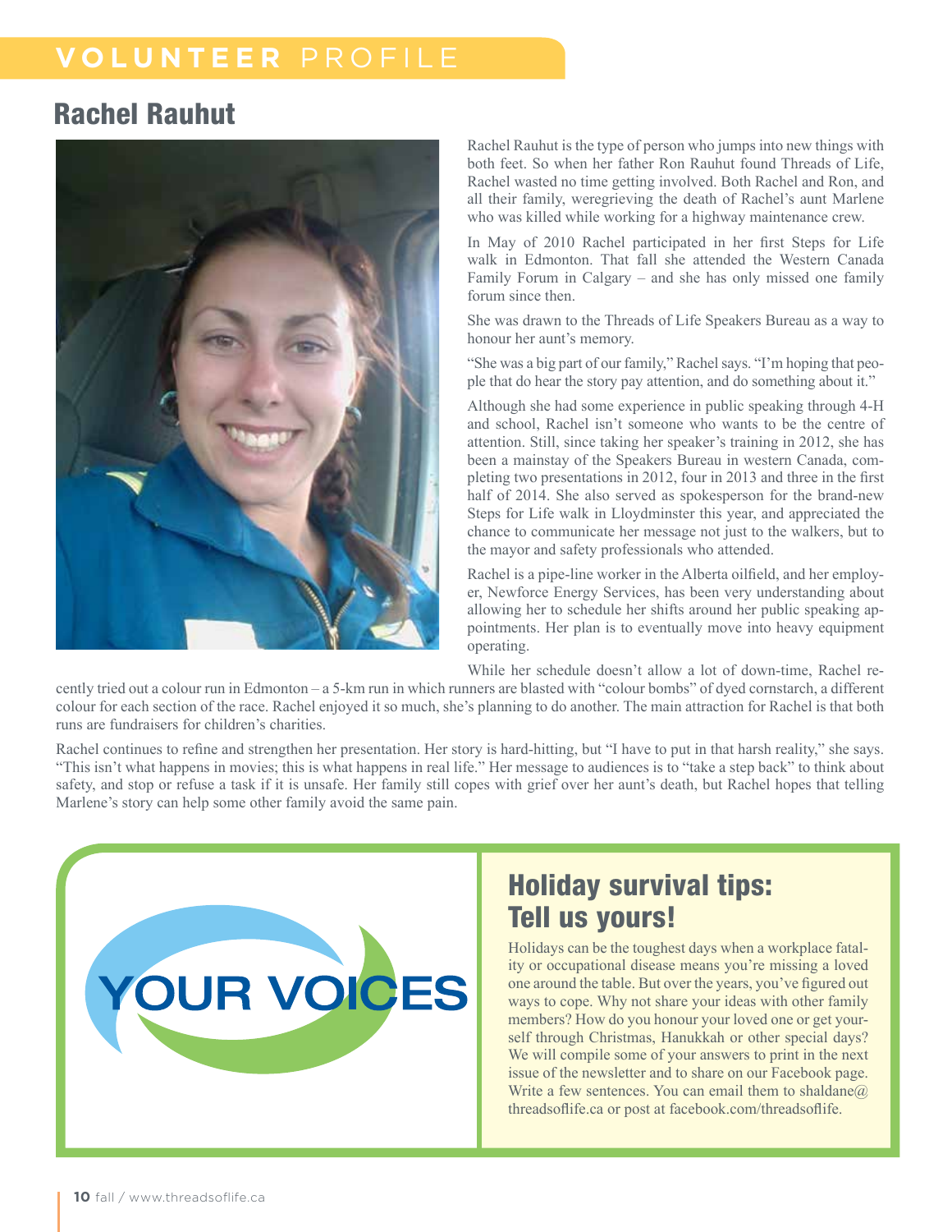# VOLUNTEER PROFILE

## Rachel Rauhut

Rachel Rauhut is the type of person who jumps into new things with both feet. So when her father Ron Rauhut found Threads of Life, Rachel wasted no time getting involved. Both Rachel and Ron, and all their family, weregrieving the death of Rachel's aunt Marlene who was killed while working for a highway maintenance crew.

In May of 2010 Rachel participated in her first Steps for Life walk in Edmonton. That fall she attended the Western Canada Family Forum in Calgary – and she has only missed one family forum since then.

She was drawn to the Threads of Life Speakers Bureau as a way to honour her aunt's memory.

"She was a big part of our family," Rachel says. "I'm hoping that people that do hear the story pay attention, and do something about it."

Although she had some experience in public speaking through 4-H and school, Rachel isn't someone who wants to be the centre of attention. Still, since taking her speaker's training in 2012, she has been a mainstay of the Speakers Bureau in western Canada, completing two presentations in 2012, four in 2013 and three in the first half of 2014. She also served as spokesperson for the brand-new Steps for Life walk in Lloydminster this year, and appreciated the chance to communicate her message not just to the walkers, but to the mayor and safety professionals who attended.

Rachel is a pipe-line worker in the Alberta oilfield, and her employer, Newforce Energy Services, has been very understanding about allowing her to schedule her shifts around her public speaking appointments. Her plan is to eventually move into heavy equipment operating.

While her schedule doesn't allow a lot of down-time, Rachel recently tried out a colour run in Edmonton – a 5-km run in which runners are blasted with "colour bombs" of dyed cornstarch, a different colour for each section of the race. Rachel enjoyed it so much, she's planning to do another. The main attraction for Rachel is that both runs are fundraisers for children's charities.

Rachel continues to refine and strengthen her presentation. Her story is hard-hitting, but "I have to put in that harsh reality," she says. "This isn't what happens in movies; this is what happens in real life." Her message to audiences is to "take a step back" to think about safety, and stop or refuse a task if it is unsafe. Her family still copes with grief over her aunt's death, but Rachel hopes that telling Marlene's story can help some other family avoid the same pain.

YOUR VOICES

## Holiday survival tips: Tell us yours!

Holidays can be the toughest days when a workplace fatality or occupational disease means you're missing a loved one around the table. But over the years, you've figured out ways to cope. Why not share your ideas with other family members? How do you honour your loved one or get yourself through Christmas, Hanukkah or other special days? We will compile some of your answers to print in the next issue of the newsletter and to share on our Facebook page. Write a few sentences. You can email them to shaldane@threadsoflife.ca or post at facebook.com/threadsoflife.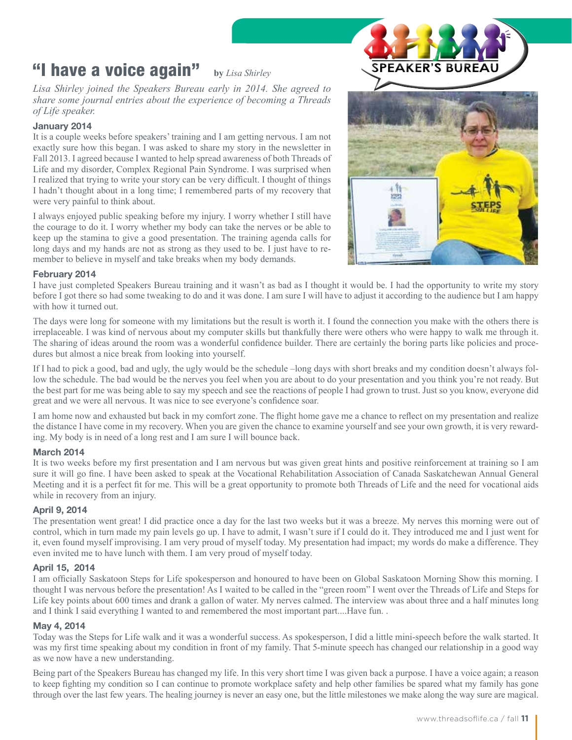# "I have a voice again"

**by** *Lisa Shirley*

*Lisa Shirley joined the Speakers Bureau early in 2014. She agreed to share some journal entries about the experience of becoming a Threads of Life speaker.*

### January 2014

It is a couple weeks before speakers' training and I am getting nervous. I am not exactly sure how this began. I was asked to share my story in the newsletter in Fall 2013. I agreed because I wanted to help spread awareness of both Threads of Life and my disorder, Complex Regional Pain Syndrome. I was surprised when I realized that trying to write your story can be very difficult. I thought of things I hadn't thought about in a long time; I remembered parts of my recovery that were very painful to think about.

I always enjoyed public speaking before my injury. I worry whether I still have the courage to do it. I worry whether my body can take the nerves or be able to keep up the stamina to give a good presentation. The training agenda calls for long days and my hands are not as strong as they used to be. I just have to remember to believe in myself and take breaks when my body demands.

### February 2014

I have just completed Speakers Bureau training and it wasn't as bad as I thought it would be. I had the opportunity to write my story before I got there so had some tweaking to do and it was done. I am sure I will have to adjust it according to the audience but I am happy with how it turned out.

The days were long for someone with my limitations but the result is worth it. I found the connection you make with the others there is irreplaceable. I was kind of nervous about my computer skills but thankfully there were others who were happy to walk me through it. The sharing of ideas around the room was a wonderful confidence builder. There are certainly the boring parts like policies and procedures but almost a nice break from looking into yourself.

If I had to pick a good, bad and ugly, the ugly would be the schedule –long days with short breaks and my condition doesn't always follow the schedule. The bad would be the nerves you feel when you are about to do your presentation and you think you're not ready. But the best part for me was being able to say my speech and see the reactions of people I had grown to trust. Just so you know, everyone did great and we were all nervous. It was nice to see everyone's confidence soar.

I am home now and exhausted but back in my comfort zone. The flight home gave me a chance to reflect on my presentation and realize the distance I have come in my recovery. When you are given the chance to examine yourself and see your own growth, it is very rewarding. My body is in need of a long rest and I am sure I will bounce back.

### March 2014

It is two weeks before my first presentation and I am nervous but was given great hints and positive reinforcement at training so I am sure it will go fine. I have been asked to speak at the Vocational Rehabilitation Association of Canada Saskatchewan Annual General Meeting and it is a perfect fit for me. This will be a great opportunity to promote both Threads of Life and the need for vocational aids while in recovery from an injury.

### April 9, 2014

The presentation went great! I did practice once a day for the last two weeks but it was a breeze. My nerves this morning were out of control, which in turn made my pain levels go up. I have to admit, I wasn't sure if I could do it. They introduced me and I just went for it, even found myself improvising. I am very proud of myself today. My presentation had impact; my words do make a difference. They even invited me to have lunch with them. I am very proud of myself today.

### April 15, 2014

I am officially Saskatoon Steps for Life spokesperson and honoured to have been on Global Saskatoon Morning Show this morning. I thought I was nervous before the presentation! As I waited to be called in the "green room" I went over the Threads of Life and Steps for Life key points about 600 times and drank a gallon of water. My nerves calmed. The interview was about three and a half minutes long and I think I said everything I wanted to and remembered the most important part....Have fun. .

### May 4, 2014

Today was the Steps for Life walk and it was a wonderful success. As spokesperson, I did a little mini-speech before the walk started. It was my first time speaking about my condition in front of my family. That 5-minute speech has changed our relationship in a good way as we now have a new understanding.

Being part of the Speakers Bureau has changed my life. In this very short time I was given back a purpose. I have a voice again; a reason to keep fighting my condition so I can continue to promote workplace safety and help other families be spared what my family has gone through over the last few years. The healing journey is never an easy one, but the little milestones we make along the way sure are magical.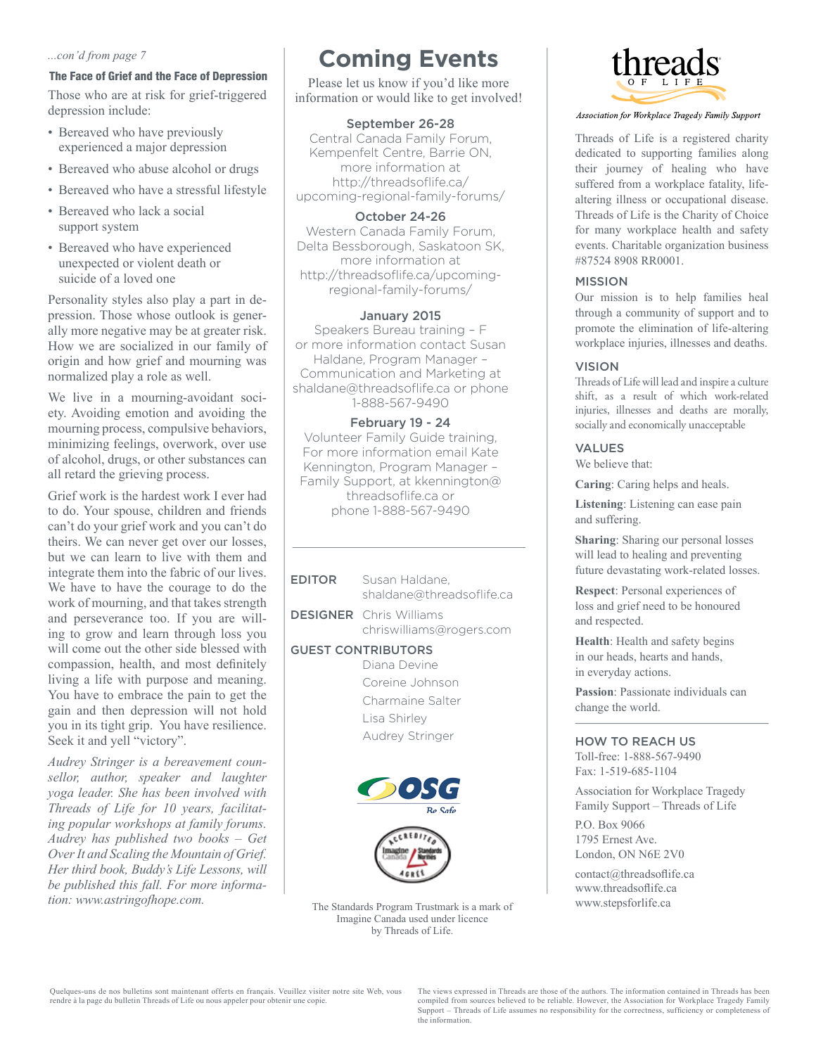*...con'd from page 7*

### The Face of Grief and the Face of Depression

Those who are at risk for grief-triggered depression include:

- Bereaved who have previously experienced a major depression
- Bereaved who abuse alcohol or drugs
- Bereaved who have a stressful lifestyle
- Bereaved who lack a social support system
- Bereaved who have experienced unexpected or violent death or suicide of a loved one

Personality styles also play a part in depression. Those whose outlook is generally more negative may be at greater risk. How we are socialized in our family of origin and how grief and mourning was normalized play a role as well.

We live in a mourning-avoidant society. Avoiding emotion and avoiding the mourning process, compulsive behaviors, minimizing feelings, overwork, over use of alcohol, drugs, or other substances can all retard the grieving process.

Grief work is the hardest work I ever had to do. Your spouse, children and friends can't do your grief work and you can't do theirs. We can never get over our losses, but we can learn to live with them and integrate them into the fabric of our lives. We have to have the courage to do the work of mourning, and that takes strength and perseverance too. If you are willing to grow and learn through loss you will come out the other side blessed with compassion, health, and most definitely living a life with purpose and meaning. You have to embrace the pain to get the gain and then depression will not hold you in its tight grip. You have resilience. Seek it and yell "victory".

*Audrey Stringer is a bereavement counsellor, author, speaker and laughter yoga leader. She has been involved with Threads of Life for 10 years, facilitating popular workshops at family forums. Audrey has published two books – Get Over It and Scaling the Mountain of Grief. Her third book, Buddy's Life Lessons, will be published this fall. For more information: www.astringofhope.com.*

# Coming Events

Please let us know if you'd like more information or would like to get involved!

**September 26-28**
Central Canada Family Forum, Kempenfelt Centre, Barrie ON, more information at http://threadsoflife.ca/upcoming-regional-family-forums/

**October 24-26**
Western Canada Family Forum, Delta Bessborough, Saskatoon SK, more information at http://threadsoflife.ca/upcoming-regional-family-forums/

**January 2015**
Speakers Bureau training – F or more information contact Susan Haldane, Program Manager – Communication and Marketing at shaldane@threadsoflife.ca or phone 1-888-567-9490

**February 19 - 24**
Volunteer Family Guide training, For more information email Kate Kennington, Program Manager – Family Support, at kkennington@threadsoflife.ca or phone 1-888-567-9490

**EDITOR** Susan Haldane, shaldane@threadsoflife.ca

**DESIGNER** Chris Williams chriswilliams@rogers.com

**GUEST CONTRIBUTORS**
Diana Devine
Coreine Johnson
Charmaine Salter
Lisa Shirley
Audrey Stringer

OSG Be Safe

The Standards Program Trustmark is a mark of Imagine Canada used under licence by Threads of Life.

threads OF LIFE

*Association for Workplace Tragedy Family Support*

Threads of Life is a registered charity dedicated to supporting families along their journey of healing who have suffered from a workplace fatality, life-altering illness or occupational disease. Threads of Life is the Charity of Choice for many workplace health and safety events. Charitable organization business #87524 8908 RR0001.

### MISSION

Our mission is to help families heal through a community of support and to promote the elimination of life-altering workplace injuries, illnesses and deaths.

### VISION

Threads of Life will lead and inspire a culture shift, as a result of which work-related injuries, illnesses and deaths are morally, socially and economically unacceptable

### VALUES

We believe that:

**Caring**: Caring helps and heals.

**Listening**: Listening can ease pain and suffering.

**Sharing**: Sharing our personal losses will lead to healing and preventing future devastating work-related losses.

**Respect**: Personal experiences of loss and grief need to be honoured and respected.

**Health**: Health and safety begins in our heads, hearts and hands, in everyday actions.

**Passion**: Passionate individuals can change the world.

### HOW TO REACH US

Toll-free: 1-888-567-9490
Fax: 1-519-685-1104

Association for Workplace Tragedy Family Support – Threads of Life

P.O. Box 9066
1795 Ernest Ave.
London, ON N6E 2V0

contact@threadsoflife.ca
www.threadsoflife.ca
www.stepsforlife.ca

Quelques-uns de nos bulletins sont maintenant offerts en français. Veuillez visiter notre site Web, vous rendre à la page du bulletin Threads of Life ou nous appeler pour obtenir une copie.

The views expressed in Threads are those of the authors. The information contained in Threads has been compiled from sources believed to be reliable. However, the Association for Workplace Tragedy Family Support – Threads of Life assumes no responsibility for the correctness, sufficiency or completeness of the information.